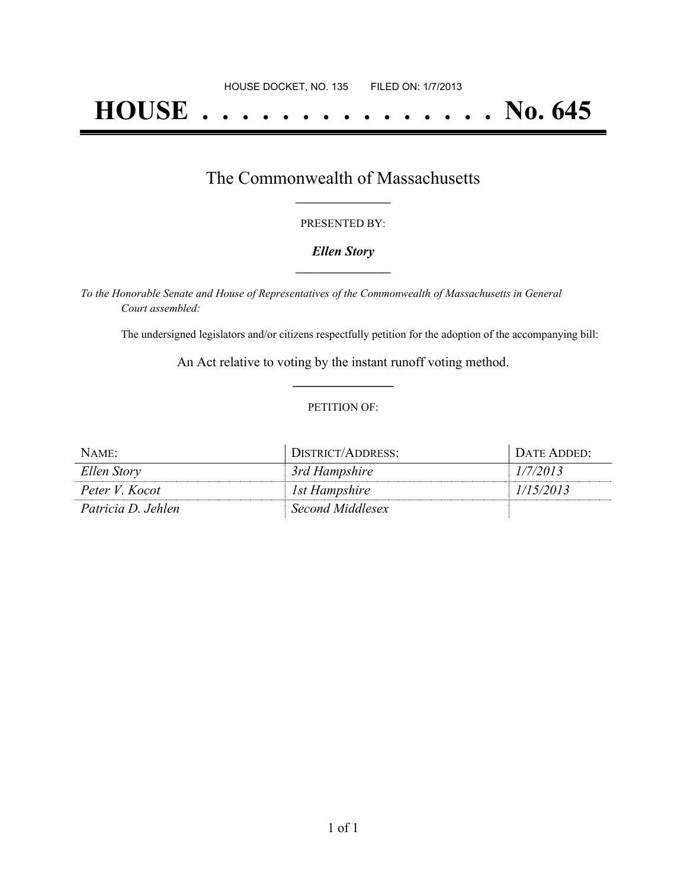HOUSE DOCKET, NO. 135 FILED ON: 1/7/2013

# HOUSE . . . . . . . . . . . . . . . No. 645

## The Commonwealth of Massachusetts

PRESENTED BY:

***Ellen Story***

*To the Honorable Senate and House of Representatives of the Commonwealth of Massachusetts in General Court assembled:*

The undersigned legislators and/or citizens respectfully petition for the adoption of the accompanying bill:

An Act relative to voting by the instant runoff voting method.

PETITION OF:

| NAME: | DISTRICT/ADDRESS: | DATE ADDED: |
|---|---|---|
| *Ellen Story* | *3rd Hampshire* | *1/7/2013* |
| *Peter V. Kocot* | *1st Hampshire* | *1/15/2013* |
| *Patricia D. Jehlen* | *Second Middlesex* | |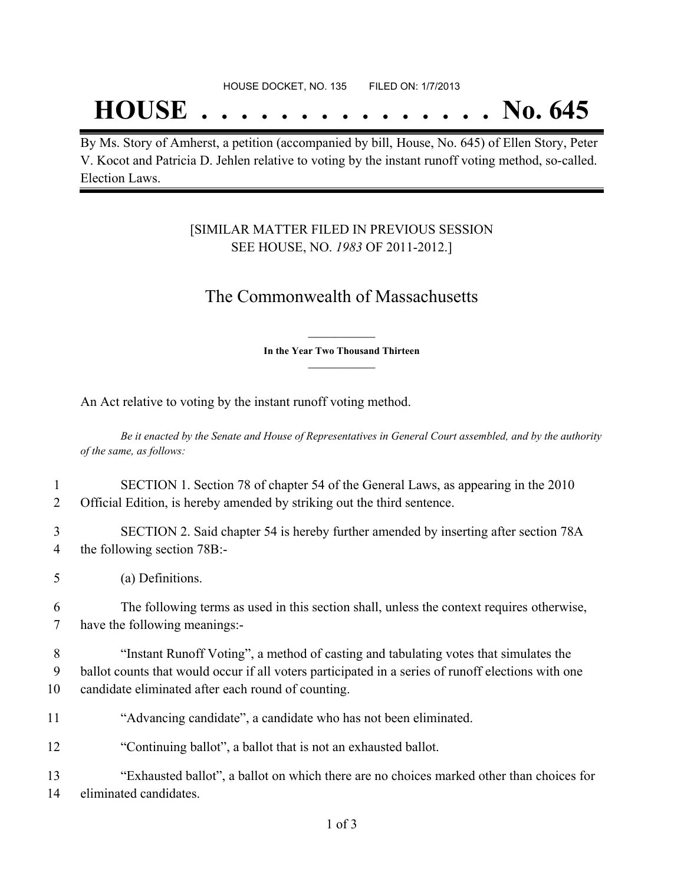HOUSE DOCKET, NO. 135 FILED ON: 1/7/2013

# HOUSE . . . . . . . . . . . . . . . No. 645

By Ms. Story of Amherst, a petition (accompanied by bill, House, No. 645) of Ellen Story, Peter V. Kocot and Patricia D. Jehlen relative to voting by the instant runoff voting method, so-called. Election Laws.

[SIMILAR MATTER FILED IN PREVIOUS SESSION SEE HOUSE, NO. *1983* OF 2011-2012.]

## The Commonwealth of Massachusetts

**In the Year Two Thousand Thirteen**

An Act relative to voting by the instant runoff voting method.

*Be it enacted by the Senate and House of Representatives in General Court assembled, and by the authority of the same, as follows:*

1 SECTION 1. Section 78 of chapter 54 of the General Laws, as appearing in the 2010
2 Official Edition, is hereby amended by striking out the third sentence.

3 SECTION 2. Said chapter 54 is hereby further amended by inserting after section 78A
4 the following section 78B:-

5 (a) Definitions.

6 The following terms as used in this section shall, unless the context requires otherwise,
7 have the following meanings:-

8 "Instant Runoff Voting", a method of casting and tabulating votes that simulates the
9 ballot counts that would occur if all voters participated in a series of runoff elections with one
10 candidate eliminated after each round of counting.

11 "Advancing candidate", a candidate who has not been eliminated.

12 "Continuing ballot", a ballot that is not an exhausted ballot.

13 "Exhausted ballot", a ballot on which there are no choices marked other than choices for
14 eliminated candidates.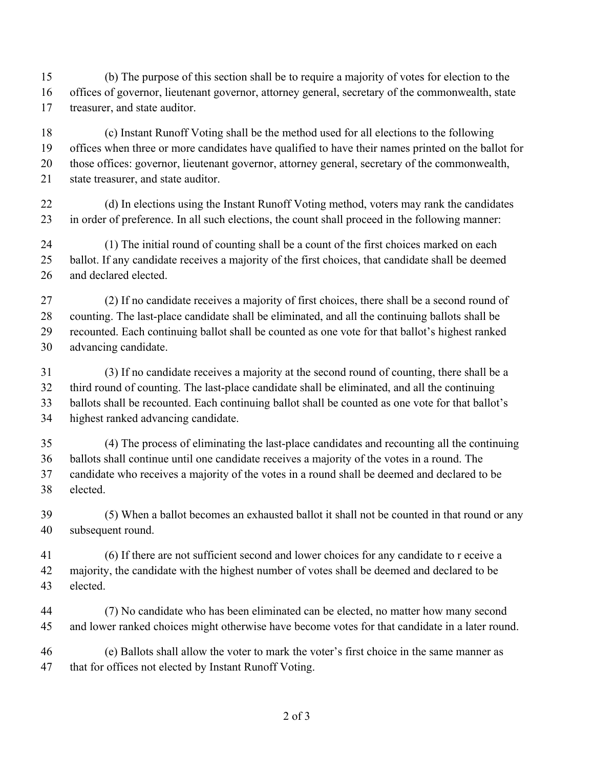(b) The purpose of this section shall be to require a majority of votes for election to the offices of governor, lieutenant governor, attorney general, secretary of the commonwealth, state treasurer, and state auditor.

(c) Instant Runoff Voting shall be the method used for all elections to the following offices when three or more candidates have qualified to have their names printed on the ballot for those offices: governor, lieutenant governor, attorney general, secretary of the commonwealth, state treasurer, and state auditor.

(d) In elections using the Instant Runoff Voting method, voters may rank the candidates in order of preference. In all such elections, the count shall proceed in the following manner:

(1) The initial round of counting shall be a count of the first choices marked on each ballot. If any candidate receives a majority of the first choices, that candidate shall be deemed and declared elected.

(2) If no candidate receives a majority of first choices, there shall be a second round of counting. The last-place candidate shall be eliminated, and all the continuing ballots shall be recounted. Each continuing ballot shall be counted as one vote for that ballot's highest ranked advancing candidate.

(3) If no candidate receives a majority at the second round of counting, there shall be a third round of counting. The last-place candidate shall be eliminated, and all the continuing ballots shall be recounted. Each continuing ballot shall be counted as one vote for that ballot's highest ranked advancing candidate.

(4) The process of eliminating the last-place candidates and recounting all the continuing ballots shall continue until one candidate receives a majority of the votes in a round. The candidate who receives a majority of the votes in a round shall be deemed and declared to be elected.

(5) When a ballot becomes an exhausted ballot it shall not be counted in that round or any subsequent round.

(6) If there are not sufficient second and lower choices for any candidate to r eceive a majority, the candidate with the highest number of votes shall be deemed and declared to be elected.

(7) No candidate who has been eliminated can be elected, no matter how many second and lower ranked choices might otherwise have become votes for that candidate in a later round.

(e) Ballots shall allow the voter to mark the voter's first choice in the same manner as that for offices not elected by Instant Runoff Voting.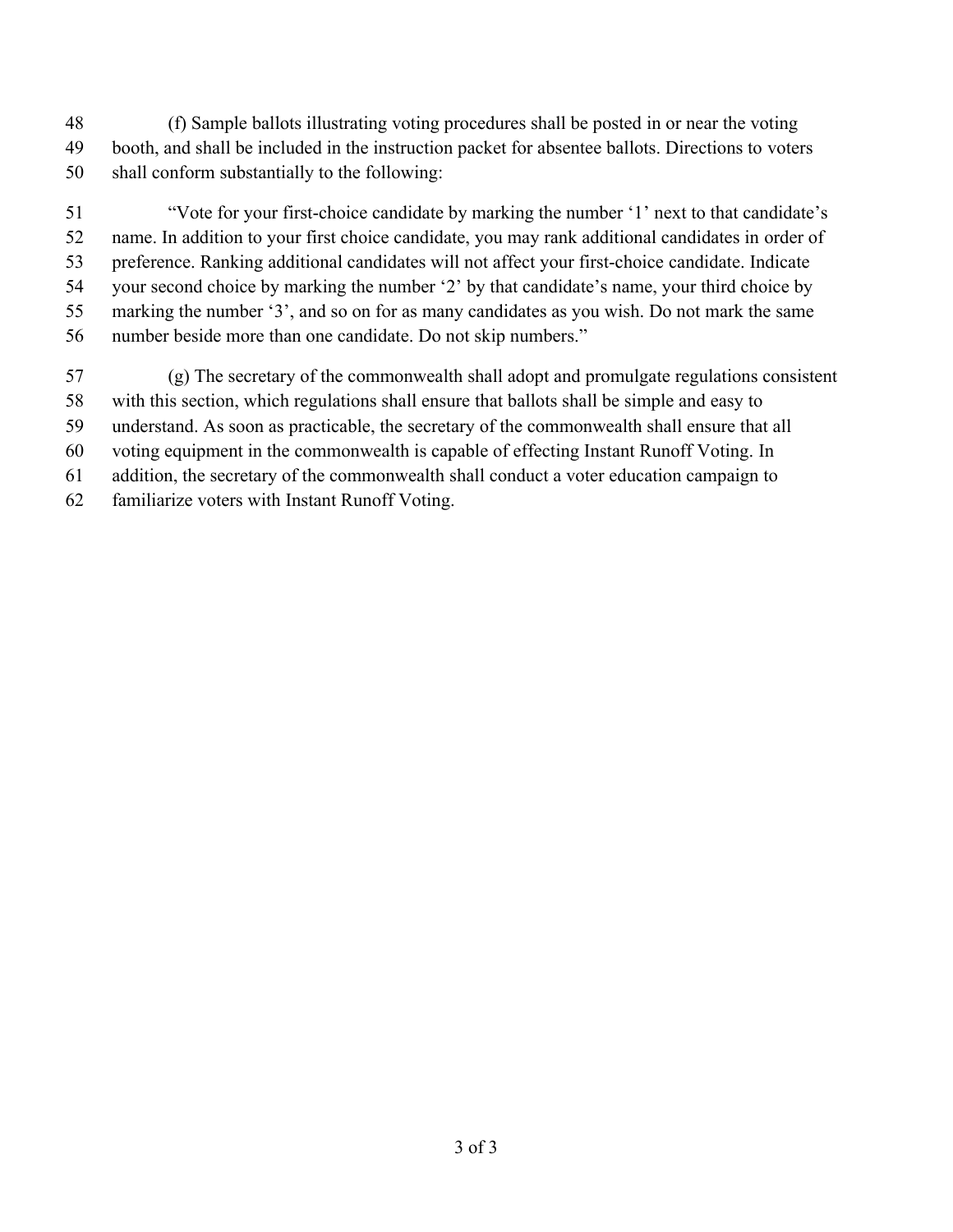(f) Sample ballots illustrating voting procedures shall be posted in or near the voting booth, and shall be included in the instruction packet for absentee ballots. Directions to voters shall conform substantially to the following:

"Vote for your first-choice candidate by marking the number '1' next to that candidate's name. In addition to your first choice candidate, you may rank additional candidates in order of preference. Ranking additional candidates will not affect your first-choice candidate. Indicate your second choice by marking the number '2' by that candidate's name, your third choice by marking the number '3', and so on for as many candidates as you wish. Do not mark the same number beside more than one candidate. Do not skip numbers."

(g) The secretary of the commonwealth shall adopt and promulgate regulations consistent with this section, which regulations shall ensure that ballots shall be simple and easy to understand. As soon as practicable, the secretary of the commonwealth shall ensure that all voting equipment in the commonwealth is capable of effecting Instant Runoff Voting. In addition, the secretary of the commonwealth shall conduct a voter education campaign to familiarize voters with Instant Runoff Voting.